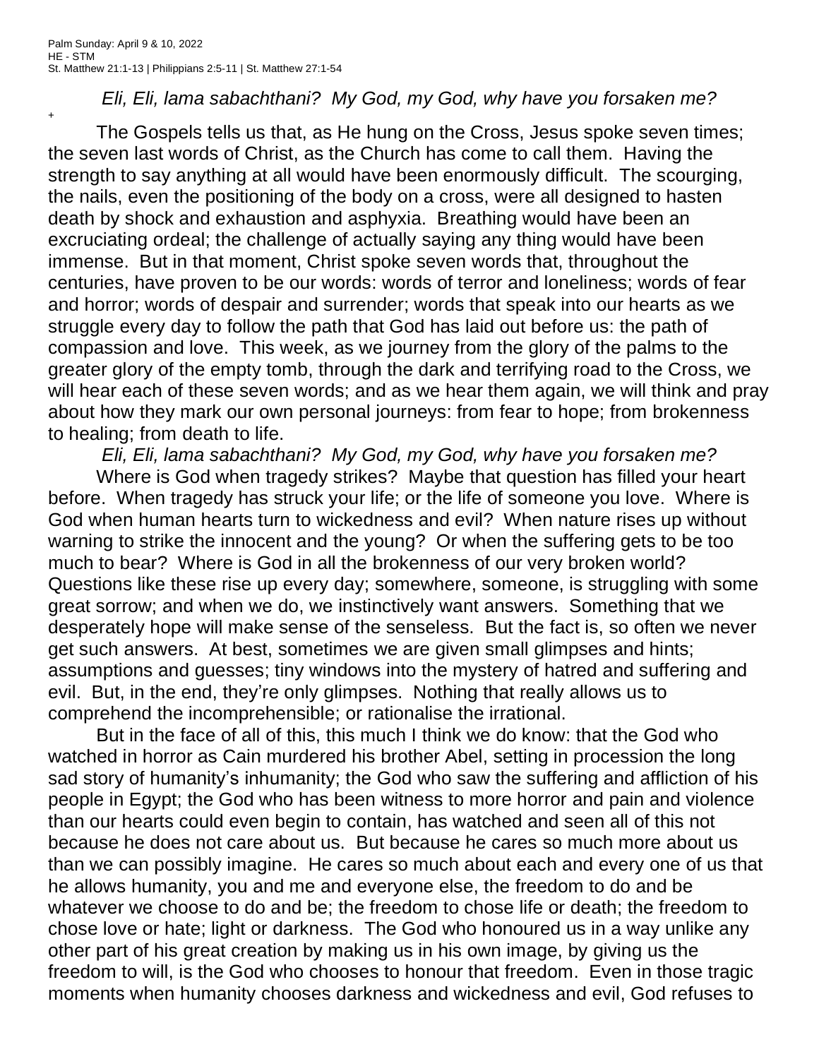Palm Sunday: April 9 & 10, 2022
HE - STM
St. Matthew 21:1-13 | Philippians 2:5-11 | St. Matthew 27:1-54

*Eli, Eli, lama sabachthani? My God, my God, why have you forsaken me?*

+

The Gospels tells us that, as He hung on the Cross, Jesus spoke seven times; the seven last words of Christ, as the Church has come to call them. Having the strength to say anything at all would have been enormously difficult. The scourging, the nails, even the positioning of the body on a cross, were all designed to hasten death by shock and exhaustion and asphyxia. Breathing would have been an excruciating ordeal; the challenge of actually saying any thing would have been immense. But in that moment, Christ spoke seven words that, throughout the centuries, have proven to be our words: words of terror and loneliness; words of fear and horror; words of despair and surrender; words that speak into our hearts as we struggle every day to follow the path that God has laid out before us: the path of compassion and love. This week, as we journey from the glory of the palms to the greater glory of the empty tomb, through the dark and terrifying road to the Cross, we will hear each of these seven words; and as we hear them again, we will think and pray about how they mark our own personal journeys: from fear to hope; from brokenness to healing; from death to life.

*Eli, Eli, lama sabachthani? My God, my God, why have you forsaken me?*

Where is God when tragedy strikes? Maybe that question has filled your heart before. When tragedy has struck your life; or the life of someone you love. Where is God when human hearts turn to wickedness and evil? When nature rises up without warning to strike the innocent and the young? Or when the suffering gets to be too much to bear? Where is God in all the brokenness of our very broken world? Questions like these rise up every day; somewhere, someone, is struggling with some great sorrow; and when we do, we instinctively want answers. Something that we desperately hope will make sense of the senseless. But the fact is, so often we never get such answers. At best, sometimes we are given small glimpses and hints; assumptions and guesses; tiny windows into the mystery of hatred and suffering and evil. But, in the end, they're only glimpses. Nothing that really allows us to comprehend the incomprehensible; or rationalise the irrational.

But in the face of all of this, this much I think we do know: that the God who watched in horror as Cain murdered his brother Abel, setting in procession the long sad story of humanity's inhumanity; the God who saw the suffering and affliction of his people in Egypt; the God who has been witness to more horror and pain and violence than our hearts could even begin to contain, has watched and seen all of this not because he does not care about us. But because he cares so much more about us than we can possibly imagine. He cares so much about each and every one of us that he allows humanity, you and me and everyone else, the freedom to do and be whatever we choose to do and be; the freedom to chose life or death; the freedom to chose love or hate; light or darkness. The God who honoured us in a way unlike any other part of his great creation by making us in his own image, by giving us the freedom to will, is the God who chooses to honour that freedom. Even in those tragic moments when humanity chooses darkness and wickedness and evil, God refuses to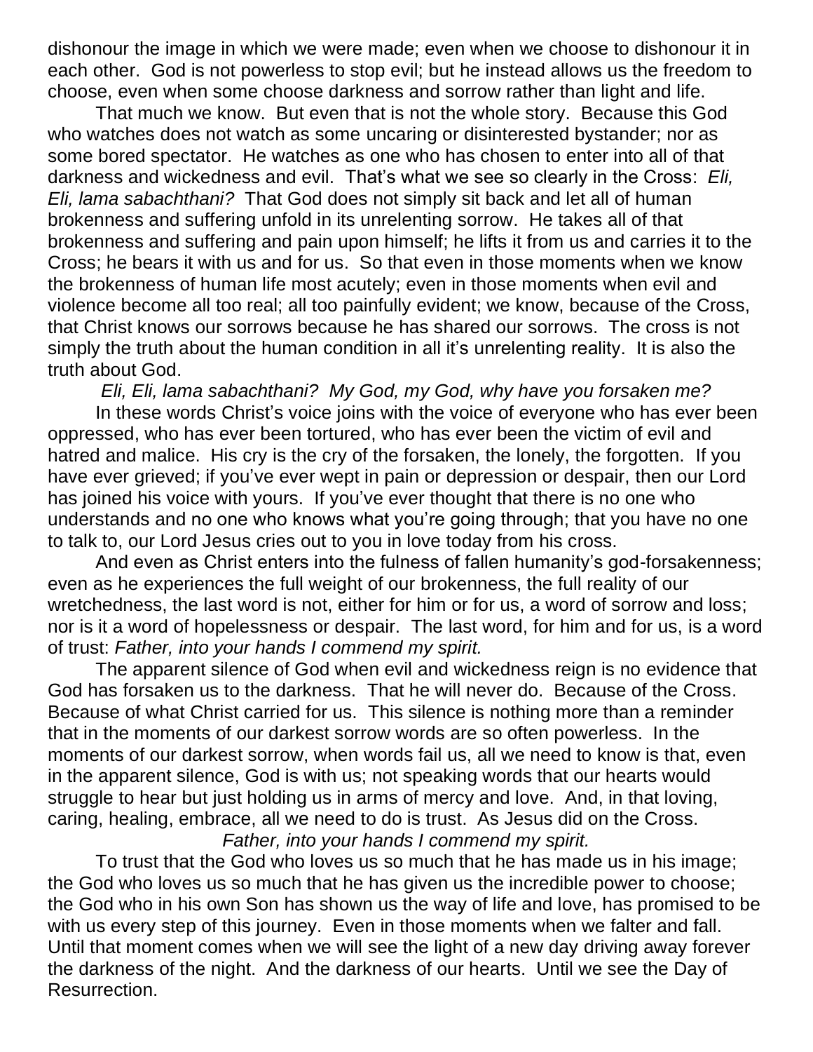dishonour the image in which we were made; even when we choose to dishonour it in each other. God is not powerless to stop evil; but he instead allows us the freedom to choose, even when some choose darkness and sorrow rather than light and life.

That much we know. But even that is not the whole story. Because this God who watches does not watch as some uncaring or disinterested bystander; nor as some bored spectator. He watches as one who has chosen to enter into all of that darkness and wickedness and evil. That's what we see so clearly in the Cross: *Eli, Eli, lama sabachthani?* That God does not simply sit back and let all of human brokenness and suffering unfold in its unrelenting sorrow. He takes all of that brokenness and suffering and pain upon himself; he lifts it from us and carries it to the Cross; he bears it with us and for us. So that even in those moments when we know the brokenness of human life most acutely; even in those moments when evil and violence become all too real; all too painfully evident; we know, because of the Cross, that Christ knows our sorrows because he has shared our sorrows. The cross is not simply the truth about the human condition in all it's unrelenting reality. It is also the truth about God.

*Eli, Eli, lama sabachthani? My God, my God, why have you forsaken me?*

In these words Christ's voice joins with the voice of everyone who has ever been oppressed, who has ever been tortured, who has ever been the victim of evil and hatred and malice. His cry is the cry of the forsaken, the lonely, the forgotten. If you have ever grieved; if you've ever wept in pain or depression or despair, then our Lord has joined his voice with yours. If you've ever thought that there is no one who understands and no one who knows what you're going through; that you have no one to talk to, our Lord Jesus cries out to you in love today from his cross.

And even as Christ enters into the fulness of fallen humanity's god-forsakenness; even as he experiences the full weight of our brokenness, the full reality of our wretchedness, the last word is not, either for him or for us, a word of sorrow and loss; nor is it a word of hopelessness or despair. The last word, for him and for us, is a word of trust: *Father, into your hands I commend my spirit.*

The apparent silence of God when evil and wickedness reign is no evidence that God has forsaken us to the darkness. That he will never do. Because of the Cross. Because of what Christ carried for us. This silence is nothing more than a reminder that in the moments of our darkest sorrow words are so often powerless. In the moments of our darkest sorrow, when words fail us, all we need to know is that, even in the apparent silence, God is with us; not speaking words that our hearts would struggle to hear but just holding us in arms of mercy and love. And, in that loving, caring, healing, embrace, all we need to do is trust. As Jesus did on the Cross.

*Father, into your hands I commend my spirit.*

To trust that the God who loves us so much that he has made us in his image; the God who loves us so much that he has given us the incredible power to choose; the God who in his own Son has shown us the way of life and love, has promised to be with us every step of this journey. Even in those moments when we falter and fall. Until that moment comes when we will see the light of a new day driving away forever the darkness of the night. And the darkness of our hearts. Until we see the Day of Resurrection.